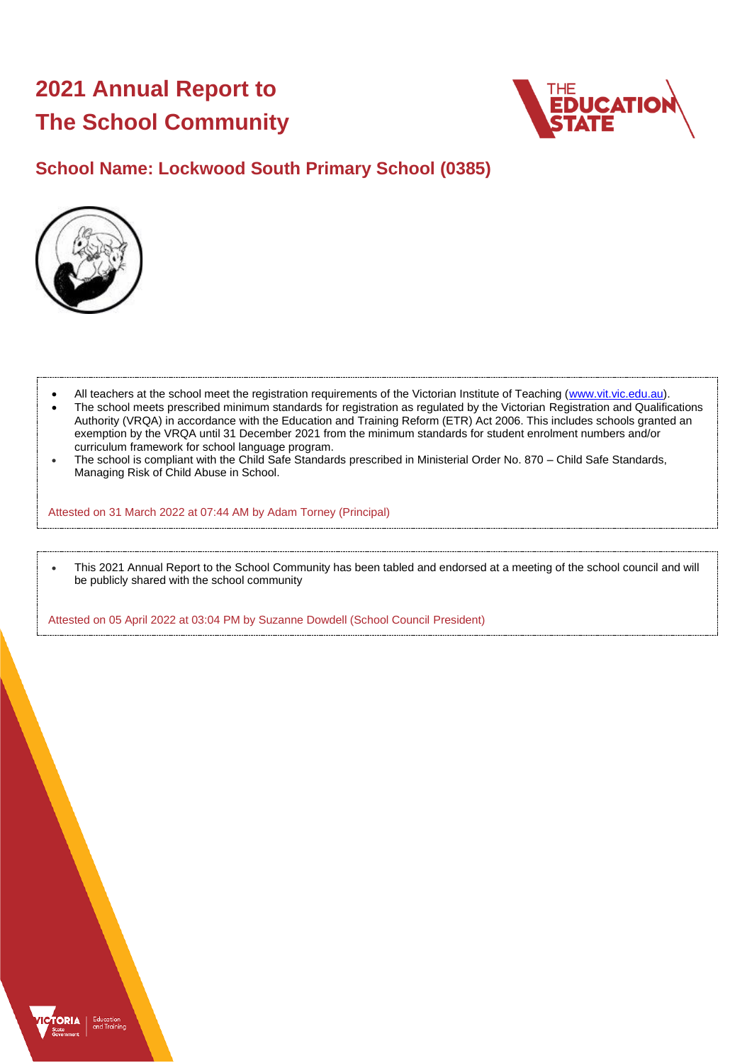# 2021 Annual Report to The School Community

## School Name: Lockwood South Primary School (0385)

- All teachers at the school meet the registration requirements of the Victorian Institute of Teaching (www.vit.vic.edu.au).
- The school meets prescribed minimum standards for registration as regulated by the Victorian Registration and Qualifications Authority (VRQA) in accordance with the Education and Training Reform (ETR) Act 2006. This includes schools granted an exemption by the VRQA until 31 December 2021 from the minimum standards for student enrolment numbers and/or curriculum framework for school language program.
- The school is compliant with the Child Safe Standards prescribed in Ministerial Order No. 870 – Child Safe Standards, Managing Risk of Child Abuse in School.

Attested on 31 March 2022 at 07:44 AM by Adam Torney (Principal)

- This 2021 Annual Report to the School Community has been tabled and endorsed at a meeting of the school council and will be publicly shared with the school community

Attested on 05 April 2022 at 03:04 PM by Suzanne Dowdell (School Council President)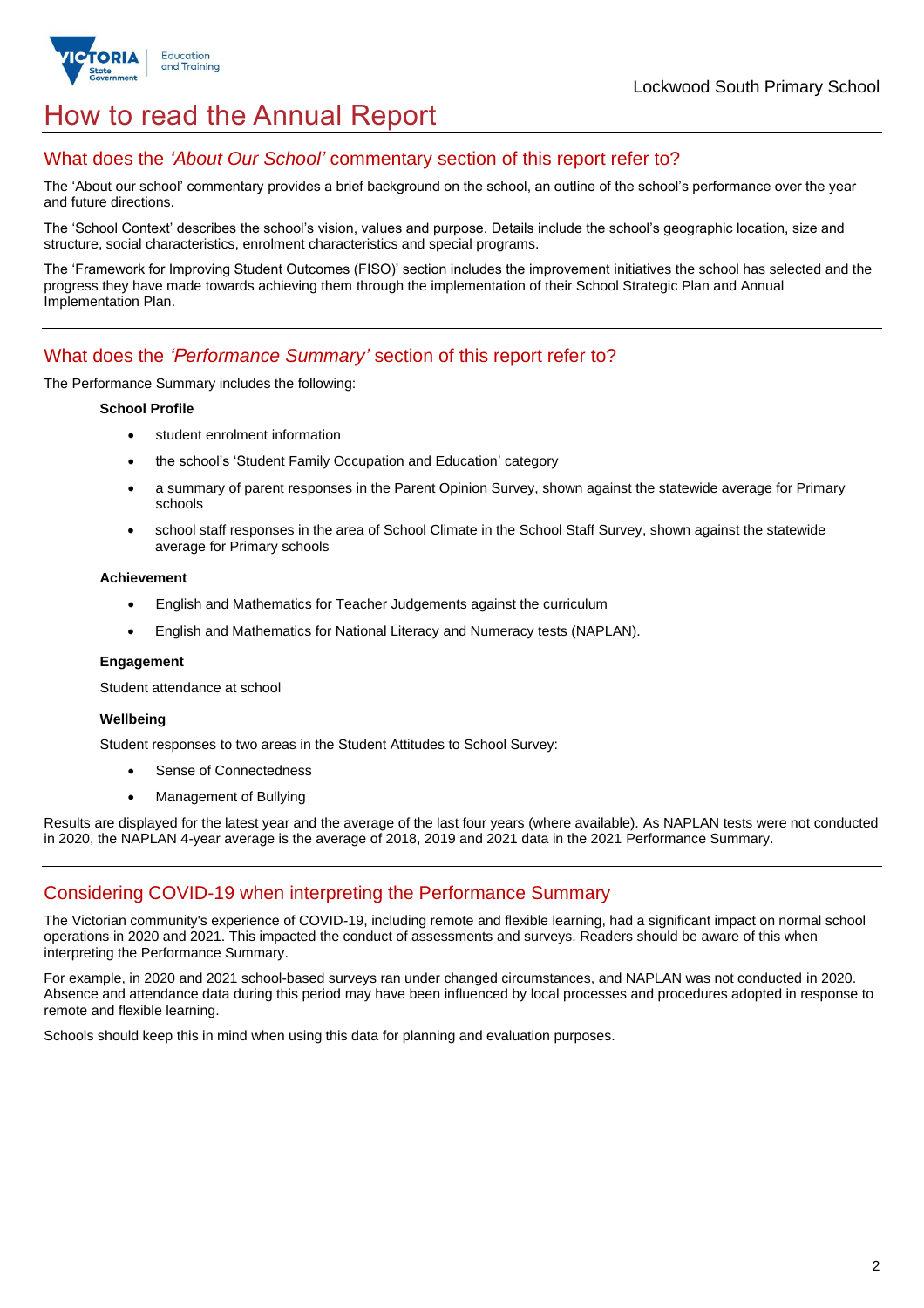# How to read the Annual Report

## What does the *'About Our School'* commentary section of this report refer to?

The 'About our school' commentary provides a brief background on the school, an outline of the school's performance over the year and future directions.

The 'School Context' describes the school's vision, values and purpose. Details include the school's geographic location, size and structure, social characteristics, enrolment characteristics and special programs.

The 'Framework for Improving Student Outcomes (FISO)' section includes the improvement initiatives the school has selected and the progress they have made towards achieving them through the implementation of their School Strategic Plan and Annual Implementation Plan.

## What does the *'Performance Summary'* section of this report refer to?

The Performance Summary includes the following:

**School Profile**

- student enrolment information
- the school's 'Student Family Occupation and Education' category
- a summary of parent responses in the Parent Opinion Survey, shown against the statewide average for Primary schools
- school staff responses in the area of School Climate in the School Staff Survey, shown against the statewide average for Primary schools

**Achievement**

- English and Mathematics for Teacher Judgements against the curriculum
- English and Mathematics for National Literacy and Numeracy tests (NAPLAN).

**Engagement**

Student attendance at school

**Wellbeing**

Student responses to two areas in the Student Attitudes to School Survey:

- Sense of Connectedness
- Management of Bullying

Results are displayed for the latest year and the average of the last four years (where available). As NAPLAN tests were not conducted in 2020, the NAPLAN 4-year average is the average of 2018, 2019 and 2021 data in the 2021 Performance Summary.

## Considering COVID-19 when interpreting the Performance Summary

The Victorian community's experience of COVID-19, including remote and flexible learning, had a significant impact on normal school operations in 2020 and 2021. This impacted the conduct of assessments and surveys. Readers should be aware of this when interpreting the Performance Summary.

For example, in 2020 and 2021 school-based surveys ran under changed circumstances, and NAPLAN was not conducted in 2020. Absence and attendance data during this period may have been influenced by local processes and procedures adopted in response to remote and flexible learning.

Schools should keep this in mind when using this data for planning and evaluation purposes.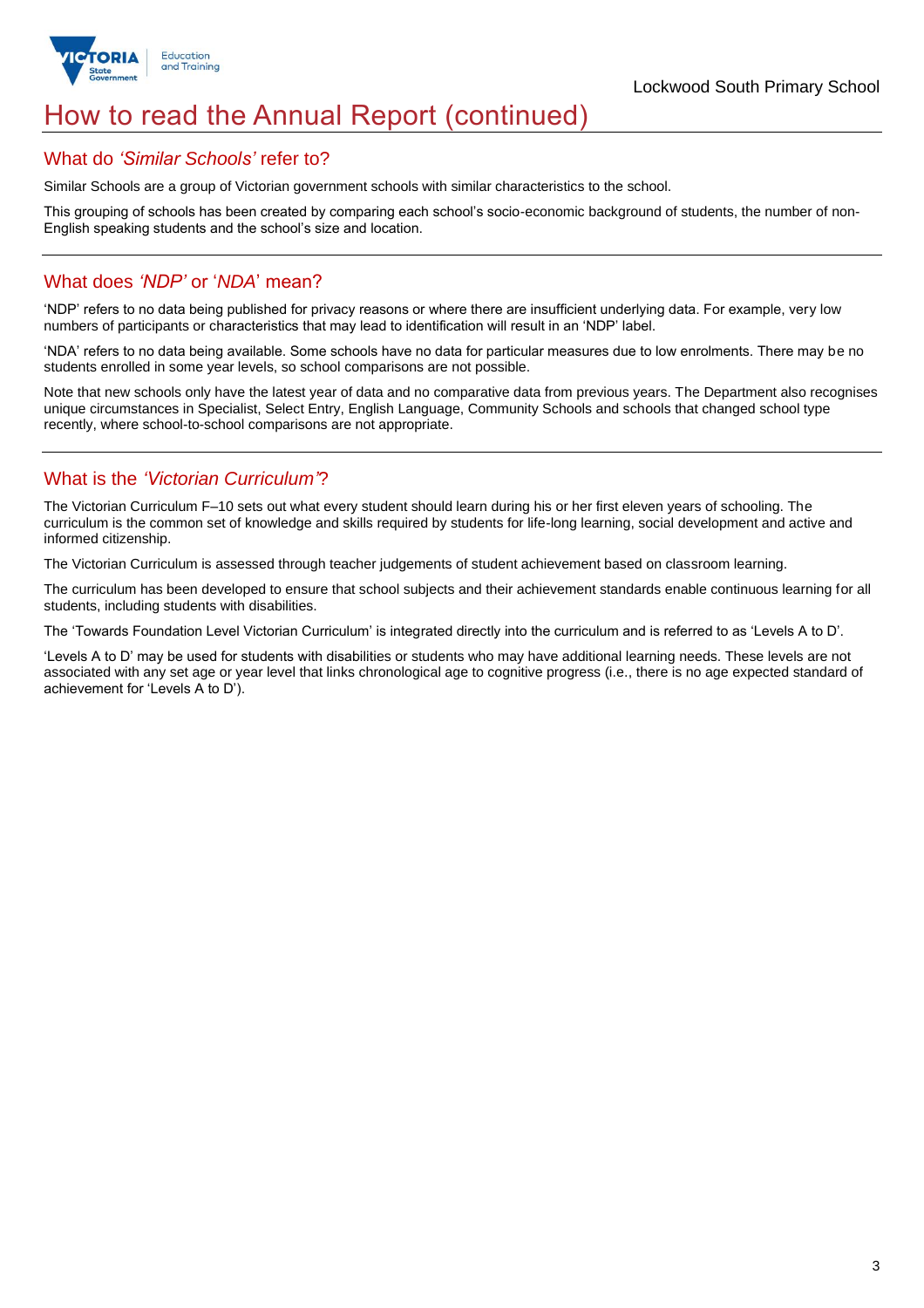# How to read the Annual Report (continued)

## What do *'Similar Schools'* refer to?

Similar Schools are a group of Victorian government schools with similar characteristics to the school.

This grouping of schools has been created by comparing each school's socio-economic background of students, the number of non-English speaking students and the school's size and location.

## What does *'NDP'* or '*NDA*' mean?

'NDP' refers to no data being published for privacy reasons or where there are insufficient underlying data. For example, very low numbers of participants or characteristics that may lead to identification will result in an 'NDP' label.

'NDA' refers to no data being available. Some schools have no data for particular measures due to low enrolments. There may be no students enrolled in some year levels, so school comparisons are not possible.

Note that new schools only have the latest year of data and no comparative data from previous years. The Department also recognises unique circumstances in Specialist, Select Entry, English Language, Community Schools and schools that changed school type recently, where school-to-school comparisons are not appropriate.

## What is the *'Victorian Curriculum'*?

The Victorian Curriculum F–10 sets out what every student should learn during his or her first eleven years of schooling. The curriculum is the common set of knowledge and skills required by students for life-long learning, social development and active and informed citizenship.

The Victorian Curriculum is assessed through teacher judgements of student achievement based on classroom learning.

The curriculum has been developed to ensure that school subjects and their achievement standards enable continuous learning for all students, including students with disabilities.

The 'Towards Foundation Level Victorian Curriculum' is integrated directly into the curriculum and is referred to as 'Levels A to D'.

'Levels A to D' may be used for students with disabilities or students who may have additional learning needs. These levels are not associated with any set age or year level that links chronological age to cognitive progress (i.e., there is no age expected standard of achievement for 'Levels A to D').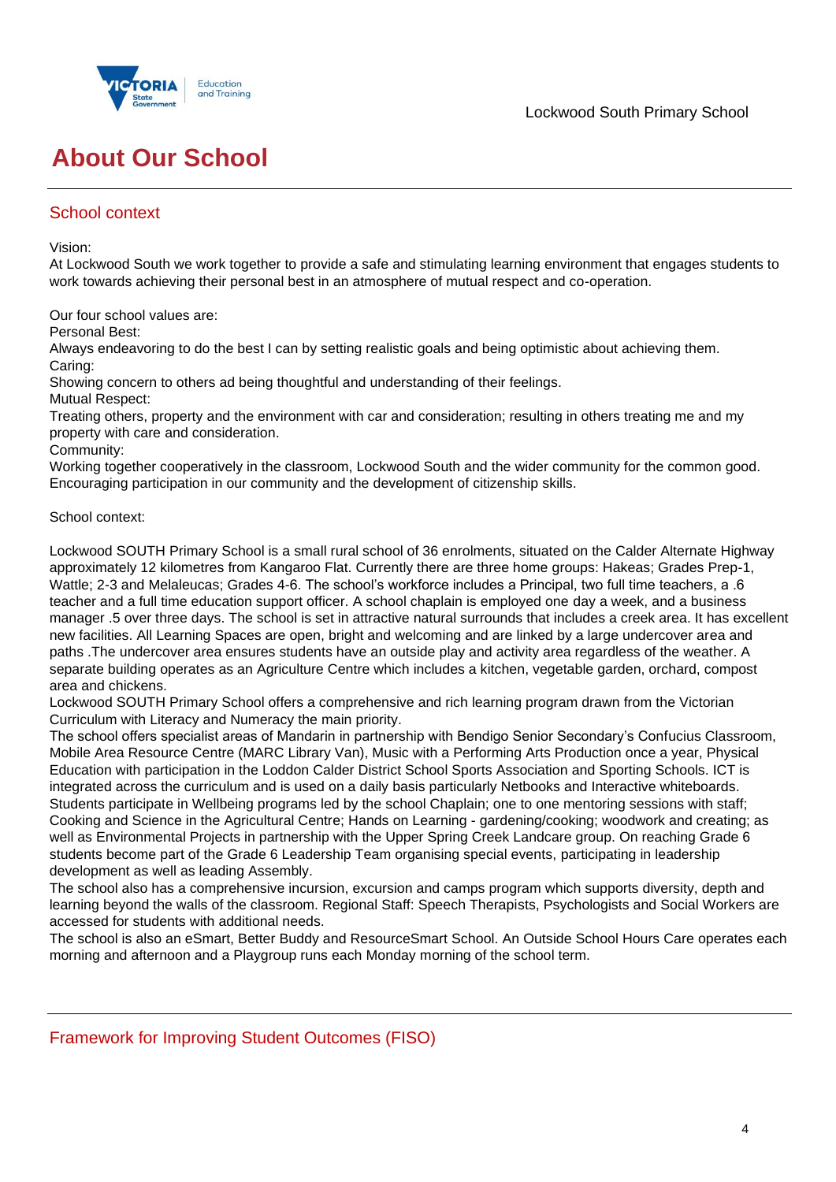# About Our School

## School context

Vision:
At Lockwood South we work together to provide a safe and stimulating learning environment that engages students to work towards achieving their personal best in an atmosphere of mutual respect and co-operation.

Our four school values are:
Personal Best:
Always endeavoring to do the best I can by setting realistic goals and being optimistic about achieving them.
Caring:
Showing concern to others ad being thoughtful and understanding of their feelings.
Mutual Respect:
Treating others, property and the environment with car and consideration; resulting in others treating me and my property with care and consideration.
Community:
Working together cooperatively in the classroom, Lockwood South and the wider community for the common good. Encouraging participation in our community and the development of citizenship skills.

School context:

Lockwood SOUTH Primary School is a small rural school of 36 enrolments, situated on the Calder Alternate Highway approximately 12 kilometres from Kangaroo Flat. Currently there are three home groups: Hakeas; Grades Prep-1, Wattle; 2-3 and Melaleucas; Grades 4-6. The school's workforce includes a Principal, two full time teachers, a .6 teacher and a full time education support officer. A school chaplain is employed one day a week, and a business manager .5 over three days. The school is set in attractive natural surrounds that includes a creek area. It has excellent new facilities. All Learning Spaces are open, bright and welcoming and are linked by a large undercover area and paths .The undercover area ensures students have an outside play and activity area regardless of the weather. A separate building operates as an Agriculture Centre which includes a kitchen, vegetable garden, orchard, compost area and chickens.
Lockwood SOUTH Primary School offers a comprehensive and rich learning program drawn from the Victorian Curriculum with Literacy and Numeracy the main priority.
The school offers specialist areas of Mandarin in partnership with Bendigo Senior Secondary's Confucius Classroom, Mobile Area Resource Centre (MARC Library Van), Music with a Performing Arts Production once a year, Physical Education with participation in the Loddon Calder District School Sports Association and Sporting Schools. ICT is integrated across the curriculum and is used on a daily basis particularly Netbooks and Interactive whiteboards. Students participate in Wellbeing programs led by the school Chaplain; one to one mentoring sessions with staff; Cooking and Science in the Agricultural Centre; Hands on Learning - gardening/cooking; woodwork and creating; as well as Environmental Projects in partnership with the Upper Spring Creek Landcare group. On reaching Grade 6 students become part of the Grade 6 Leadership Team organising special events, participating in leadership development as well as leading Assembly.
The school also has a comprehensive incursion, excursion and camps program which supports diversity, depth and learning beyond the walls of the classroom. Regional Staff: Speech Therapists, Psychologists and Social Workers are accessed for students with additional needs.
The school is also an eSmart, Better Buddy and ResourceSmart School. An Outside School Hours Care operates each morning and afternoon and a Playgroup runs each Monday morning of the school term.

## Framework for Improving Student Outcomes (FISO)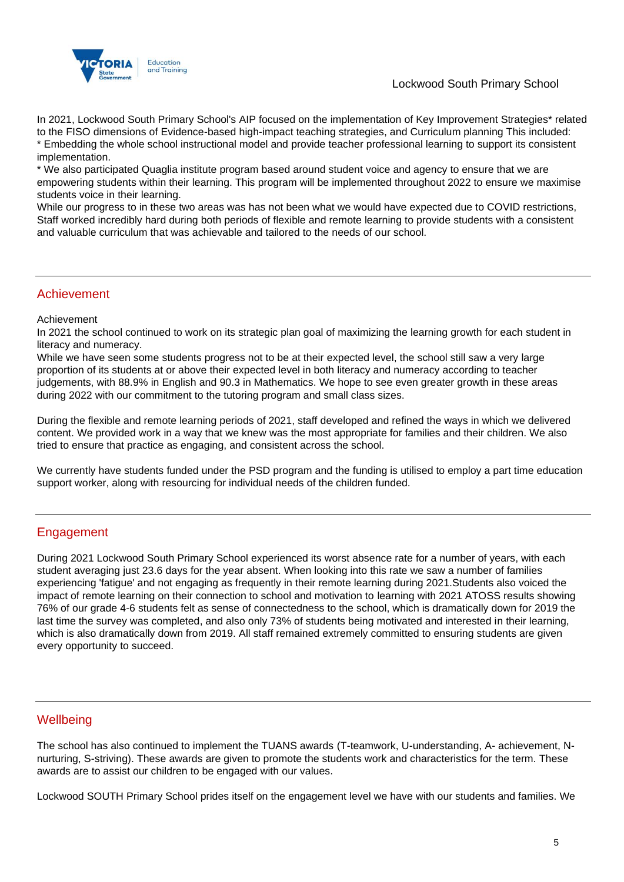In 2021, Lockwood South Primary School's AIP focused on the implementation of Key Improvement Strategies* related to the FISO dimensions of Evidence-based high-impact teaching strategies, and Curriculum planning This included:
* Embedding the whole school instructional model and provide teacher professional learning to support its consistent implementation.
* We also participated Quaglia institute program based around student voice and agency to ensure that we are empowering students within their learning. This program will be implemented throughout 2022 to ensure we maximise students voice in their learning.
While our progress to in these two areas was has not been what we would have expected due to COVID restrictions, Staff worked incredibly hard during both periods of flexible and remote learning to provide students with a consistent and valuable curriculum that was achievable and tailored to the needs of our school.

## Achievement

Achievement
In 2021 the school continued to work on its strategic plan goal of maximizing the learning growth for each student in literacy and numeracy.
While we have seen some students progress not to be at their expected level, the school still saw a very large proportion of its students at or above their expected level in both literacy and numeracy according to teacher judgements, with 88.9% in English and 90.3 in Mathematics. We hope to see even greater growth in these areas during 2022 with our commitment to the tutoring program and small class sizes.

During the flexible and remote learning periods of 2021, staff developed and refined the ways in which we delivered content. We provided work in a way that we knew was the most appropriate for families and their children. We also tried to ensure that practice as engaging, and consistent across the school.

We currently have students funded under the PSD program and the funding is utilised to employ a part time education support worker, along with resourcing for individual needs of the children funded.

## Engagement

During 2021 Lockwood South Primary School experienced its worst absence rate for a number of years, with each student averaging just 23.6 days for the year absent. When looking into this rate we saw a number of families experiencing 'fatigue' and not engaging as frequently in their remote learning during 2021.Students also voiced the impact of remote learning on their connection to school and motivation to learning with 2021 ATOSS results showing 76% of our grade 4-6 students felt as sense of connectedness to the school, which is dramatically down for 2019 the last time the survey was completed, and also only 73% of students being motivated and interested in their learning, which is also dramatically down from 2019. All staff remained extremely committed to ensuring students are given every opportunity to succeed.

## Wellbeing

The school has also continued to implement the TUANS awards (T-teamwork, U-understanding, A- achievement, N-nurturing, S-striving). These awards are given to promote the students work and characteristics for the term. These awards are to assist our children to be engaged with our values.

Lockwood SOUTH Primary School prides itself on the engagement level we have with our students and families. We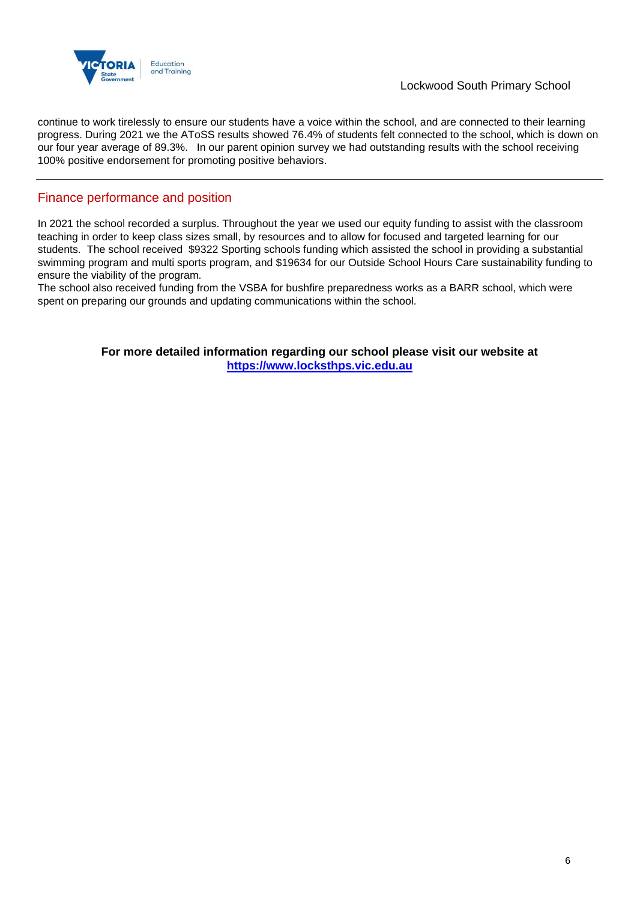continue to work tirelessly to ensure our students have a voice within the school, and are connected to their learning progress. During 2021 we the AToSS results showed 76.4% of students felt connected to the school, which is down on our four year average of 89.3%.   In our parent opinion survey we had outstanding results with the school receiving 100% positive endorsement for promoting positive behaviors.

## Finance performance and position

In 2021 the school recorded a surplus. Throughout the year we used our equity funding to assist with the classroom teaching in order to keep class sizes small, by resources and to allow for focused and targeted learning for our students.  The school received  $9322 Sporting schools funding which assisted the school in providing a substantial swimming program and multi sports program, and $19634 for our Outside School Hours Care sustainability funding to ensure the viability of the program.
The school also received funding from the VSBA for bushfire preparedness works as a BARR school, which were spent on preparing our grounds and updating communications within the school.

**For more detailed information regarding our school please visit our website at [https://www.locksthps.vic.edu.au](https://www.locksthps.vic.edu.au)**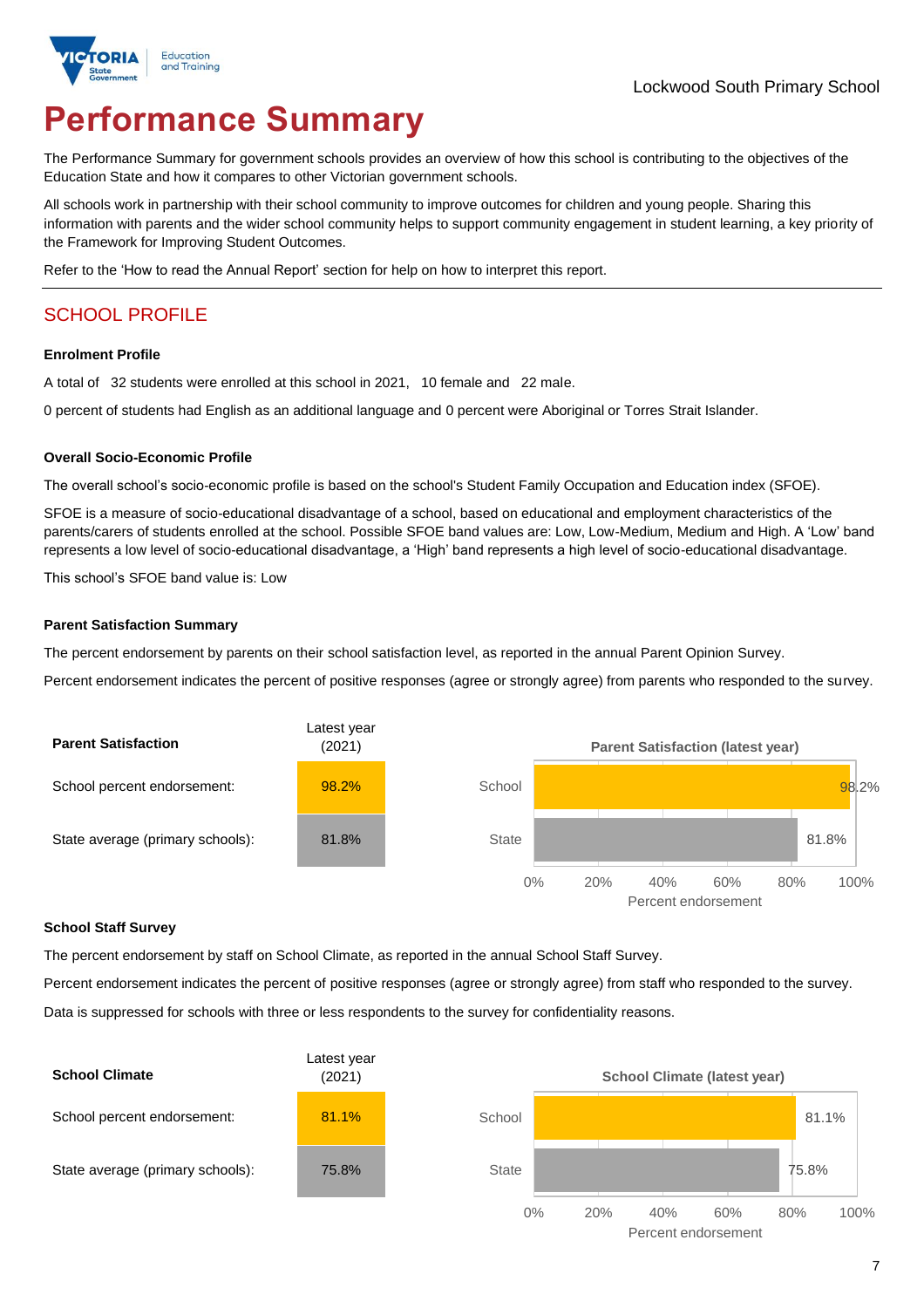Lockwood South Primary School

# Performance Summary

The Performance Summary for government schools provides an overview of how this school is contributing to the objectives of the Education State and how it compares to other Victorian government schools.

All schools work in partnership with their school community to improve outcomes for children and young people. Sharing this information with parents and the wider school community helps to support community engagement in student learning, a key priority of the Framework for Improving Student Outcomes.

Refer to the 'How to read the Annual Report' section for help on how to interpret this report.

## SCHOOL PROFILE

### Enrolment Profile

A total of 32 students were enrolled at this school in 2021, 10 female and 22 male.

0 percent of students had English as an additional language and 0 percent were Aboriginal or Torres Strait Islander.

### Overall Socio-Economic Profile

The overall school's socio-economic profile is based on the school's Student Family Occupation and Education index (SFOE).

SFOE is a measure of socio-educational disadvantage of a school, based on educational and employment characteristics of the parents/carers of students enrolled at the school. Possible SFOE band values are: Low, Low-Medium, Medium and High. A 'Low' band represents a low level of socio-educational disadvantage, a 'High' band represents a high level of socio-educational disadvantage.

This school's SFOE band value is: Low

### Parent Satisfaction Summary

The percent endorsement by parents on their school satisfaction level, as reported in the annual Parent Opinion Survey.

Percent endorsement indicates the percent of positive responses (agree or strongly agree) from parents who responded to the survey.

| Parent Satisfaction | Latest year (2021) |
|---|---|
| School percent endorsement: | 98.2% |
| State average (primary schools): | 81.8% |

Parent Satisfaction (latest year)

| | Percent endorsement |
|---|---|
| School | 98.2% |
| State | 81.8% |

### School Staff Survey

The percent endorsement by staff on School Climate, as reported in the annual School Staff Survey.

Percent endorsement indicates the percent of positive responses (agree or strongly agree) from staff who responded to the survey.

Data is suppressed for schools with three or less respondents to the survey for confidentiality reasons.

| School Climate | Latest year (2021) |
|---|---|
| School percent endorsement: | 81.1% |
| State average (primary schools): | 75.8% |

School Climate (latest year)

| | Percent endorsement |
|---|---|
| School | 81.1% |
| State | 75.8% |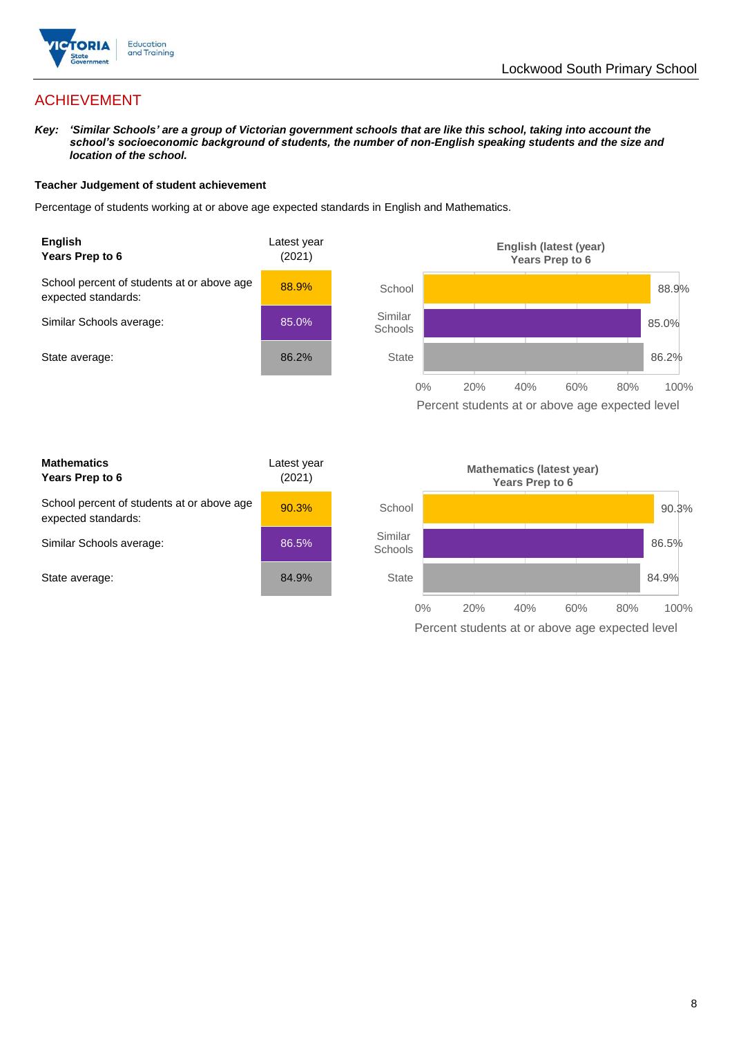# ACHIEVEMENT

***Key:** 'Similar Schools' are a group of Victorian government schools that are like this school, taking into account the school's socioeconomic background of students, the number of non-English speaking students and the size and location of the school.*

**Teacher Judgement of student achievement**

Percentage of students working at or above age expected standards in English and Mathematics.

| **English** **Years Prep to 6** | Latest year (2021) |
|---|---|
| School percent of students at or above age expected standards: | 88.9% |
| Similar Schools average: | 85.0% |
| State average: | 86.2% |

**English (latest (year) Years Prep to 6**

| | Percent students at or above age expected level |
|---|---|
| School | 88.9% |
| Similar Schools | 85.0% |
| State | 86.2% |

| **Mathematics** **Years Prep to 6** | Latest year (2021) |
|---|---|
| School percent of students at or above age expected standards: | 90.3% |
| Similar Schools average: | 86.5% |
| State average: | 84.9% |

**Mathematics (latest year) Years Prep to 6**

| | Percent students at or above age expected level |
|---|---|
| School | 90.3% |
| Similar Schools | 86.5% |
| State | 84.9% |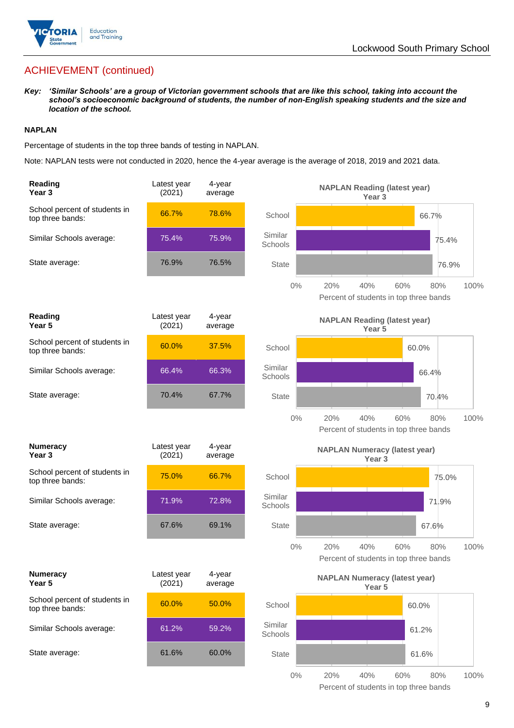## ACHIEVEMENT (continued)

***Key:*** ***'Similar Schools' are a group of Victorian government schools that are like this school, taking into account the school's socioeconomic background of students, the number of non-English speaking students and the size and location of the school.***

### NAPLAN

Percentage of students in the top three bands of testing in NAPLAN.

Note: NAPLAN tests were not conducted in 2020, hence the 4-year average is the average of 2018, 2019 and 2021 data.

| **Reading Year 3** | Latest year (2021) | 4-year average |
|---|---|---|
| School percent of students in top three bands: | 66.7% | 78.6% |
| Similar Schools average: | 75.4% | 75.9% |
| State average: | 76.9% | 76.5% |

**NAPLAN Reading (latest year) Year 3**

| | Percent of students in top three bands |
|---|---|
| School | 66.7% |
| Similar Schools | 75.4% |
| State | 76.9% |

| **Reading Year 5** | Latest year (2021) | 4-year average |
|---|---|---|
| School percent of students in top three bands: | 60.0% | 37.5% |
| Similar Schools average: | 66.4% | 66.3% |
| State average: | 70.4% | 67.7% |

**NAPLAN Reading (latest year) Year 5**

| | Percent of students in top three bands |
|---|---|
| School | 60.0% |
| Similar Schools | 66.4% |
| State | 70.4% |

| **Numeracy Year 3** | Latest year (2021) | 4-year average |
|---|---|---|
| School percent of students in top three bands: | 75.0% | 66.7% |
| Similar Schools average: | 71.9% | 72.8% |
| State average: | 67.6% | 69.1% |

**NAPLAN Numeracy (latest year) Year 3**

| | Percent of students in top three bands |
|---|---|
| School | 75.0% |
| Similar Schools | 71.9% |
| State | 67.6% |

| **Numeracy Year 5** | Latest year (2021) | 4-year average |
|---|---|---|
| School percent of students in top three bands: | 60.0% | 50.0% |
| Similar Schools average: | 61.2% | 59.2% |
| State average: | 61.6% | 60.0% |

**NAPLAN Numeracy (latest year) Year 5**

| | Percent of students in top three bands |
|---|---|
| School | 60.0% |
| Similar Schools | 61.2% |
| State | 61.6% |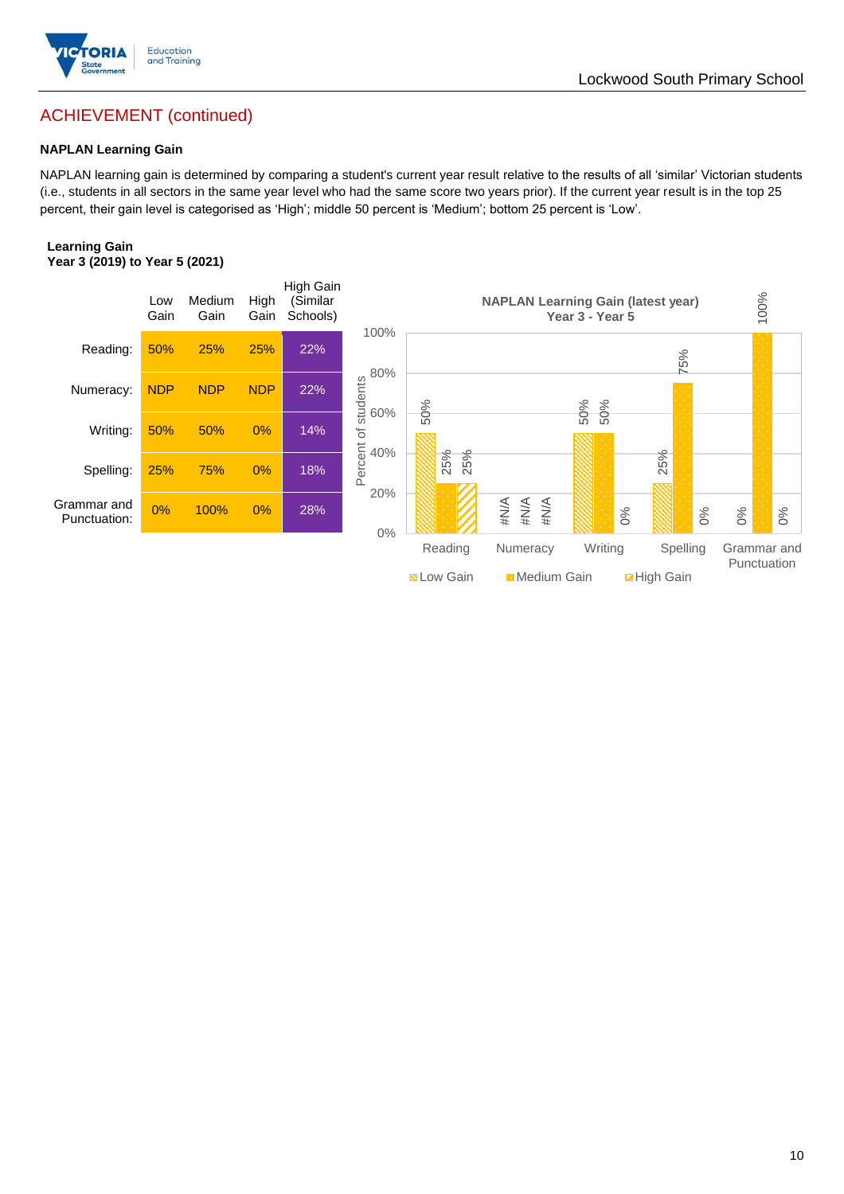## ACHIEVEMENT (continued)

### NAPLAN Learning Gain

NAPLAN learning gain is determined by comparing a student's current year result relative to the results of all 'similar' Victorian students (i.e., students in all sectors in the same year level who had the same score two years prior). If the current year result is in the top 25 percent, their gain level is categorised as 'High'; middle 50 percent is 'Medium'; bottom 25 percent is 'Low'.

**Learning Gain**
**Year 3 (2019) to Year 5 (2021)**

| | Low Gain | Medium Gain | High Gain | High Gain (Similar Schools) |
|---|---|---|---|---|
| Reading: | 50% | 25% | 25% | 22% |
| Numeracy: | NDP | NDP | NDP | 22% |
| Writing: | 50% | 50% | 0% | 14% |
| Spelling: | 25% | 75% | 0% | 18% |
| Grammar and Punctuation: | 0% | 100% | 0% | 28% |

**NAPLAN Learning Gain (latest year)**
**Year 3 - Year 5**

| | Low Gain | Medium Gain | High Gain |
|---|---|---|---|
| Reading | 50% | 25% | 25% |
| Numeracy | #N/A | #N/A | #N/A |
| Writing | 50% | 50% | 0% |
| Spelling | 25% | 75% | 0% |
| Grammar and Punctuation | 0% | 100% | 0% |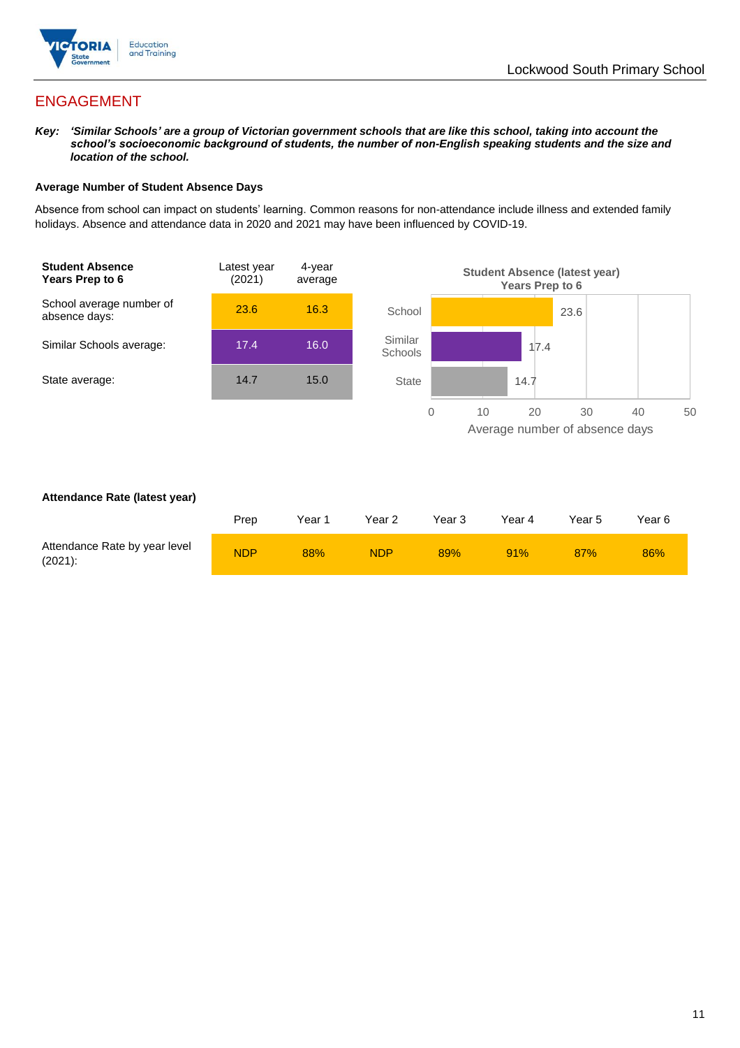## ENGAGEMENT

***Key:*** ***'Similar Schools' are a group of Victorian government schools that are like this school, taking into account the school's socioeconomic background of students, the number of non-English speaking students and the size and location of the school.***

**Average Number of Student Absence Days**

Absence from school can impact on students' learning. Common reasons for non-attendance include illness and extended family holidays. Absence and attendance data in 2020 and 2021 may have been influenced by COVID-19.

| **Student Absence Years Prep to 6** | Latest year (2021) | 4-year average |
|---|---|---|
| School average number of absence days: | 23.6 | 16.3 |
| Similar Schools average: | 17.4 | 16.0 |
| State average: | 14.7 | 15.0 |

**Student Absence (latest year) Years Prep to 6**

| | Average number of absence days |
|---|---|
| School | 23.6 |
| Similar Schools | 17.4 |
| State | 14.7 |

**Attendance Rate (latest year)**

| | Prep | Year 1 | Year 2 | Year 3 | Year 4 | Year 5 | Year 6 |
|---|---|---|---|---|---|---|---|
| Attendance Rate by year level (2021): | NDP | 88% | NDP | 89% | 91% | 87% | 86% |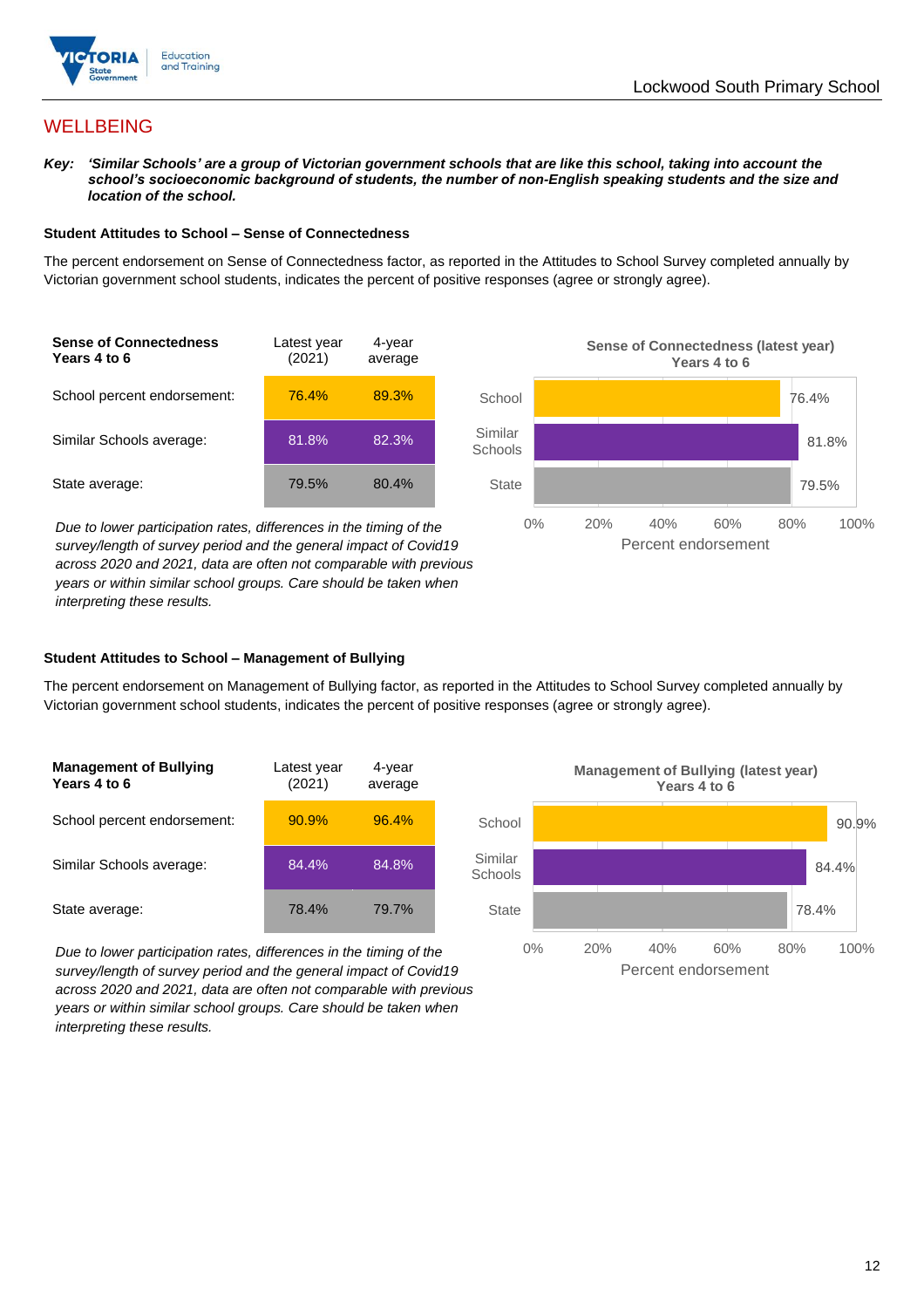# WELLBEING

***Key:*** ***'Similar Schools' are a group of Victorian government schools that are like this school, taking into account the school's socioeconomic background of students, the number of non-English speaking students and the size and location of the school.***

### Student Attitudes to School – Sense of Connectedness

The percent endorsement on Sense of Connectedness factor, as reported in the Attitudes to School Survey completed annually by Victorian government school students, indicates the percent of positive responses (agree or strongly agree).

| Sense of Connectedness Years 4 to 6 | Latest year (2021) | 4-year average |
|---|---|---|
| School percent endorsement: | 76.4% | 89.3% |
| Similar Schools average: | 81.8% | 82.3% |
| State average: | 79.5% | 80.4% |

*Due to lower participation rates, differences in the timing of the survey/length of survey period and the general impact of Covid19 across 2020 and 2021, data are often not comparable with previous years or within similar school groups. Care should be taken when interpreting these results.*

**Sense of Connectedness (latest year) Years 4 to 6**

| | Percent endorsement |
|---|---|
| School | 76.4% |
| Similar Schools | 81.8% |
| State | 79.5% |

### Student Attitudes to School – Management of Bullying

The percent endorsement on Management of Bullying factor, as reported in the Attitudes to School Survey completed annually by Victorian government school students, indicates the percent of positive responses (agree or strongly agree).

| Management of Bullying Years 4 to 6 | Latest year (2021) | 4-year average |
|---|---|---|
| School percent endorsement: | 90.9% | 96.4% |
| Similar Schools average: | 84.4% | 84.8% |
| State average: | 78.4% | 79.7% |

*Due to lower participation rates, differences in the timing of the survey/length of survey period and the general impact of Covid19 across 2020 and 2021, data are often not comparable with previous years or within similar school groups. Care should be taken when interpreting these results.*

**Management of Bullying (latest year) Years 4 to 6**

| | Percent endorsement |
|---|---|
| School | 90.9% |
| Similar Schools | 84.4% |
| State | 78.4% |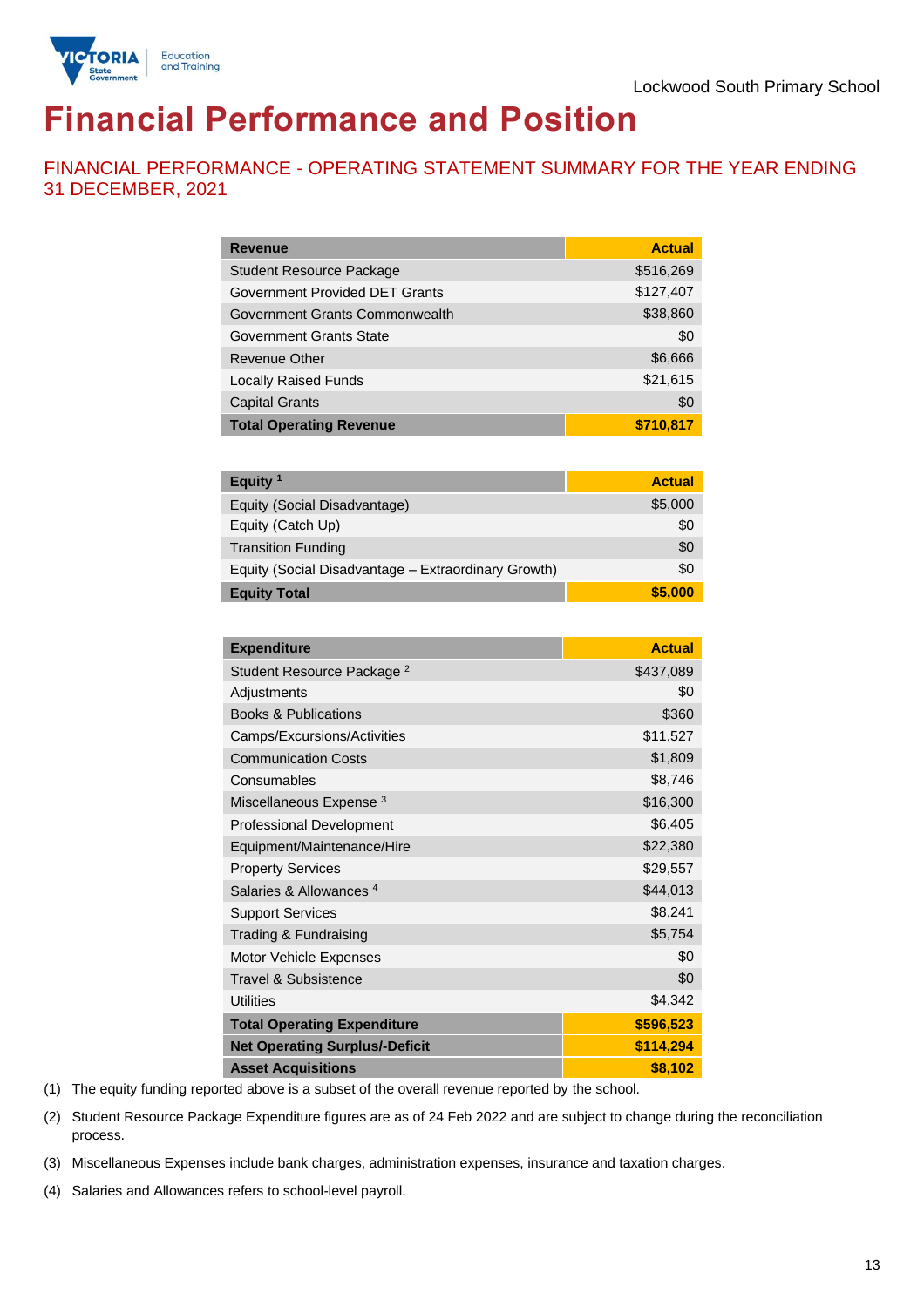Lockwood South Primary School

# Financial Performance and Position

## FINANCIAL PERFORMANCE - OPERATING STATEMENT SUMMARY FOR THE YEAR ENDING 31 DECEMBER, 2021

| Revenue | Actual |
|---|---:|
| Student Resource Package | $516,269 |
| Government Provided DET Grants | $127,407 |
| Government Grants Commonwealth | $38,860 |
| Government Grants State | $0 |
| Revenue Other | $6,666 |
| Locally Raised Funds | $21,615 |
| Capital Grants | $0 |
| **Total Operating Revenue** | **$710,817** |

| Equity [1] | Actual |
|---|---:|
| Equity (Social Disadvantage) | $5,000 |
| Equity (Catch Up) | $0 |
| Transition Funding | $0 |
| Equity (Social Disadvantage – Extraordinary Growth) | $0 |
| **Equity Total** | **$5,000** |

| Expenditure | Actual |
|---|---:|
| Student Resource Package [2] | $437,089 |
| Adjustments | $0 |
| Books & Publications | $360 |
| Camps/Excursions/Activities | $11,527 |
| Communication Costs | $1,809 |
| Consumables | $8,746 |
| Miscellaneous Expense [3] | $16,300 |
| Professional Development | $6,405 |
| Equipment/Maintenance/Hire | $22,380 |
| Property Services | $29,557 |
| Salaries & Allowances [4] | $44,013 |
| Support Services | $8,241 |
| Trading & Fundraising | $5,754 |
| Motor Vehicle Expenses | $0 |
| Travel & Subsistence | $0 |
| Utilities | $4,342 |
| **Total Operating Expenditure** | **$596,523** |
| **Net Operating Surplus/-Deficit** | **$114,294** |
| **Asset Acquisitions** | **$8,102** |

(1) The equity funding reported above is a subset of the overall revenue reported by the school.

(2) Student Resource Package Expenditure figures are as of 24 Feb 2022 and are subject to change during the reconciliation process.

(3) Miscellaneous Expenses include bank charges, administration expenses, insurance and taxation charges.

(4) Salaries and Allowances refers to school-level payroll.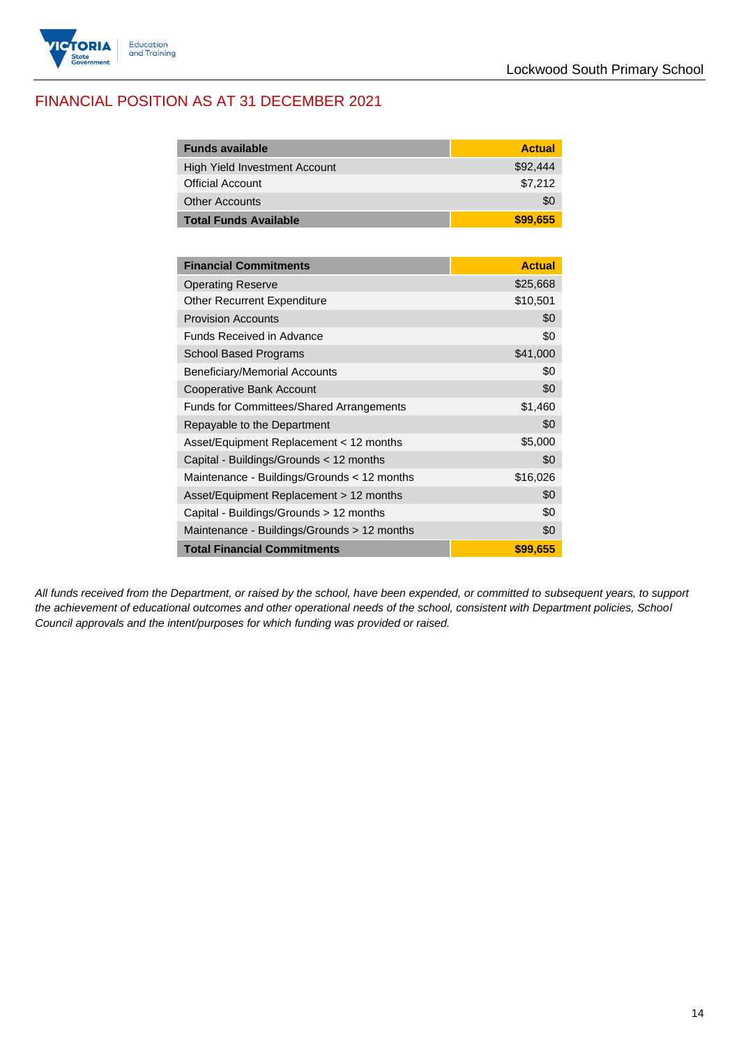# FINANCIAL POSITION AS AT 31 DECEMBER 2021

| Funds available | Actual |
|---|---|
| High Yield Investment Account | $92,444 |
| Official Account | $7,212 |
| Other Accounts | $0 |
| **Total Funds Available** | **$99,655** |

| Financial Commitments | Actual |
|---|---|
| Operating Reserve | $25,668 |
| Other Recurrent Expenditure | $10,501 |
| Provision Accounts | $0 |
| Funds Received in Advance | $0 |
| School Based Programs | $41,000 |
| Beneficiary/Memorial Accounts | $0 |
| Cooperative Bank Account | $0 |
| Funds for Committees/Shared Arrangements | $1,460 |
| Repayable to the Department | $0 |
| Asset/Equipment Replacement < 12 months | $5,000 |
| Capital - Buildings/Grounds < 12 months | $0 |
| Maintenance - Buildings/Grounds < 12 months | $16,026 |
| Asset/Equipment Replacement > 12 months | $0 |
| Capital - Buildings/Grounds > 12 months | $0 |
| Maintenance - Buildings/Grounds > 12 months | $0 |
| **Total Financial Commitments** | **$99,655** |

*All funds received from the Department, or raised by the school, have been expended, or committed to subsequent years, to support the achievement of educational outcomes and other operational needs of the school, consistent with Department policies, School Council approvals and the intent/purposes for which funding was provided or raised.*